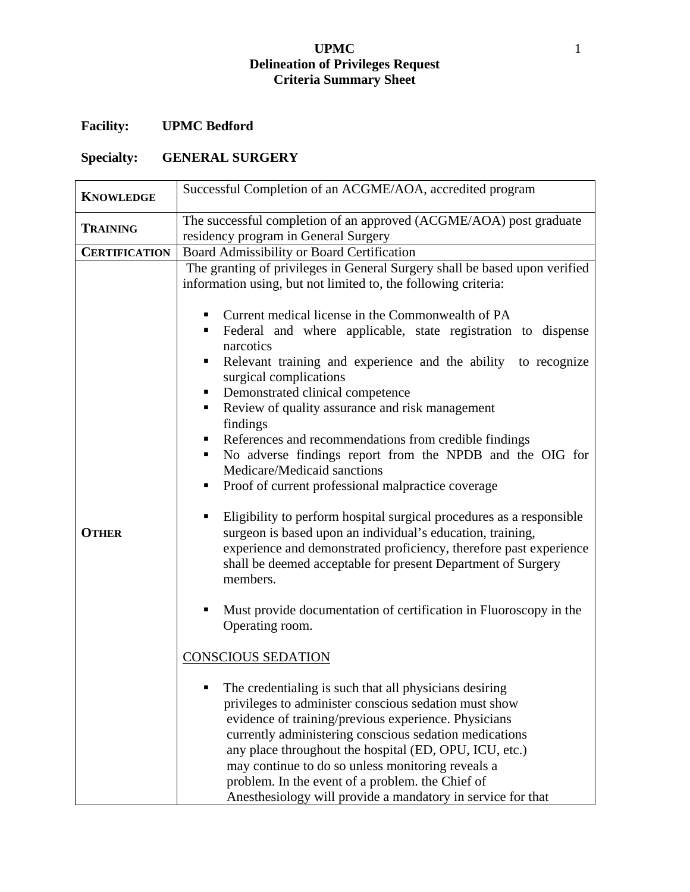**UPMC**
**Delineation of Privileges Request**
**Criteria Summary Sheet**

**Facility:** **UPMC Bedford**

**Specialty:** **GENERAL SURGERY**

| | |
|---|---|
| **KNOWLEDGE** | Successful Completion of an ACGME/AOA, accredited program |
| **TRAINING** | The successful completion of an approved (ACGME/AOA) post graduate residency program in General Surgery |
| **CERTIFICATION** | Board Admissibility or Board Certification |
| **OTHER** | The granting of privileges in General Surgery shall be based upon verified information using, but not limited to, the following criteria:<br><br>▪ Current medical license in the Commonwealth of PA<br>▪ Federal and where applicable, state registration to dispense narcotics<br>▪ Relevant training and experience and the ability to recognize surgical complications<br>▪ Demonstrated clinical competence<br>▪ Review of quality assurance and risk management findings<br>▪ References and recommendations from credible findings<br>▪ No adverse findings report from the NPDB and the OIG for Medicare/Medicaid sanctions<br>▪ Proof of current professional malpractice coverage<br><br>▪ Eligibility to perform hospital surgical procedures as a responsible surgeon is based upon an individual's education, training, experience and demonstrated proficiency, therefore past experience shall be deemed acceptable for present Department of Surgery members.<br><br>▪ Must provide documentation of certification in Fluoroscopy in the Operating room.<br><br><u>CONSCIOUS SEDATION</u><br><br>▪ The credentialing is such that all physicians desiring privileges to administer conscious sedation must show evidence of training/previous experience. Physicians currently administering conscious sedation medications any place throughout the hospital (ED, OPU, ICU, etc.) may continue to do so unless monitoring reveals a problem. In the event of a problem. the Chief of Anesthesiology will provide a mandatory in service for that |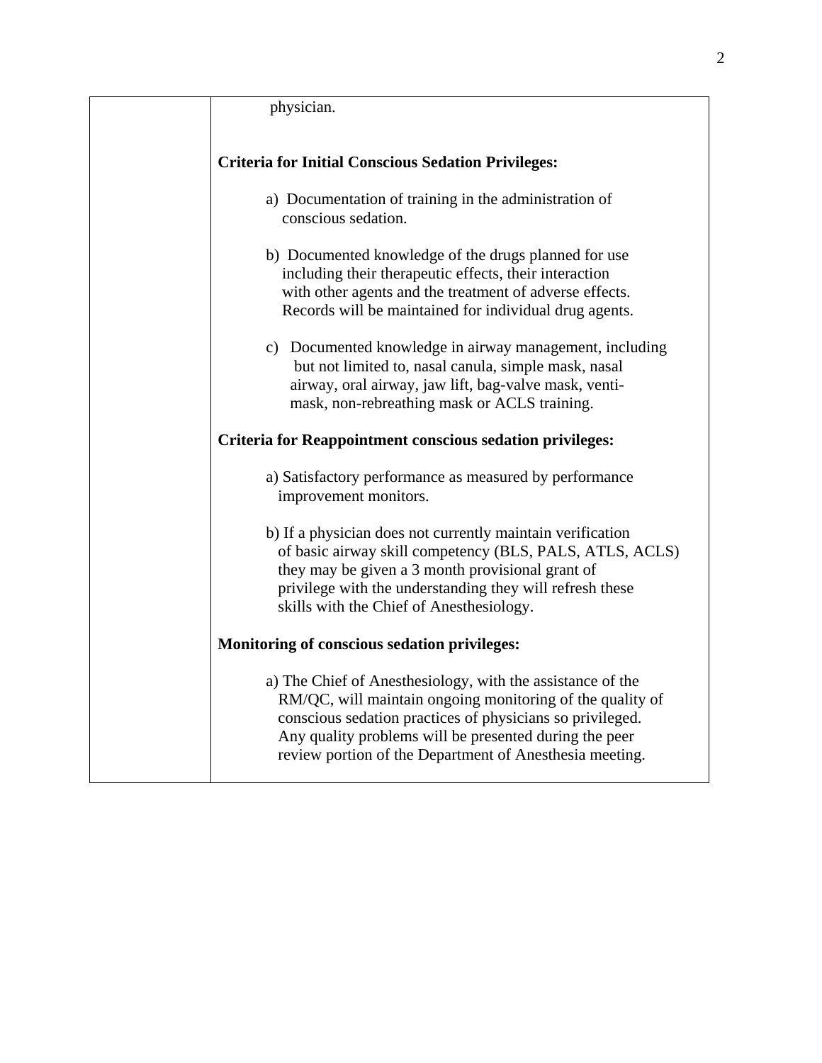physician.

**Criteria for Initial Conscious Sedation Privileges:**

a) Documentation of training in the administration of conscious sedation.

b) Documented knowledge of the drugs planned for use including their therapeutic effects, their interaction with other agents and the treatment of adverse effects. Records will be maintained for individual drug agents.

c) Documented knowledge in airway management, including but not limited to, nasal canula, simple mask, nasal airway, oral airway, jaw lift, bag-valve mask, venti-mask, non-rebreathing mask or ACLS training.

**Criteria for Reappointment conscious sedation privileges:**

a) Satisfactory performance as measured by performance improvement monitors.

b) If a physician does not currently maintain verification of basic airway skill competency (BLS, PALS, ATLS, ACLS) they may be given a 3 month provisional grant of privilege with the understanding they will refresh these skills with the Chief of Anesthesiology.

**Monitoring of conscious sedation privileges:**

a) The Chief of Anesthesiology, with the assistance of the RM/QC, will maintain ongoing monitoring of the quality of conscious sedation practices of physicians so privileged. Any quality problems will be presented during the peer review portion of the Department of Anesthesia meeting.